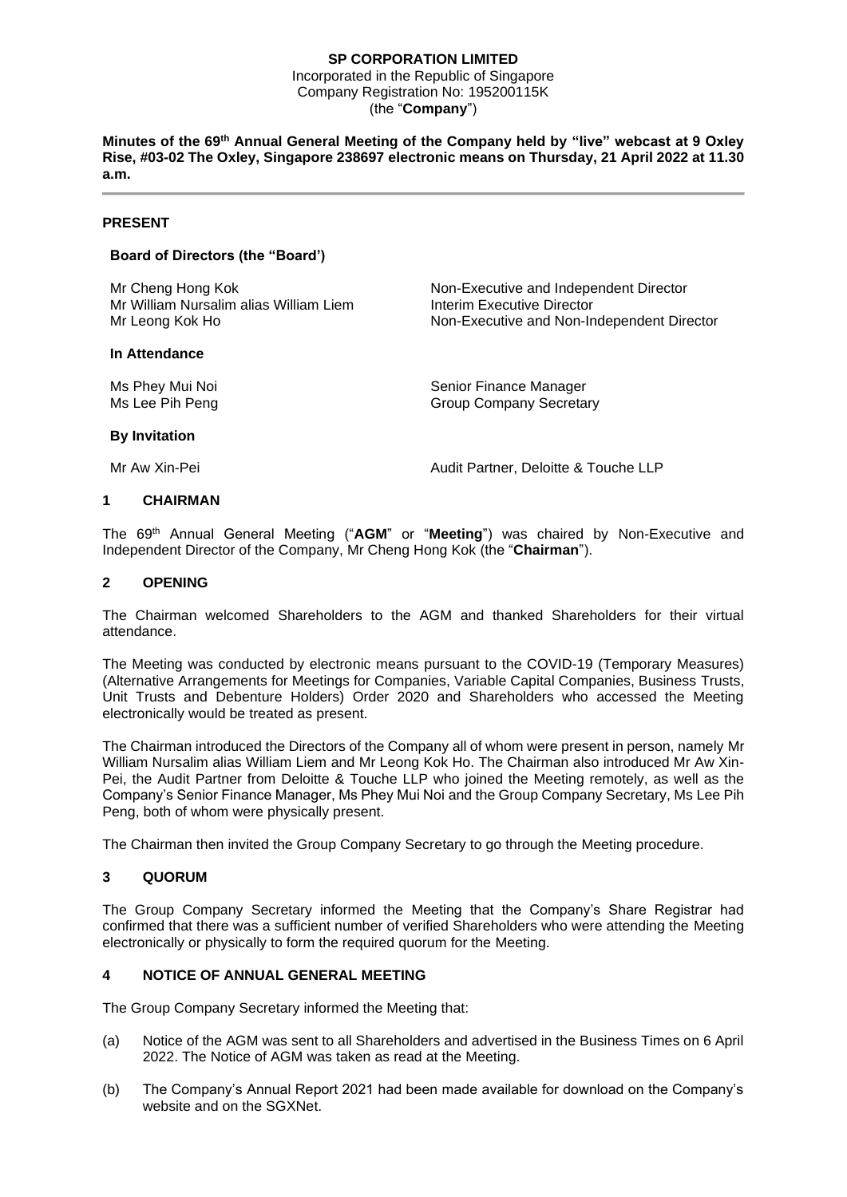**SP CORPORATION LIMITED**
Incorporated in the Republic of Singapore
Company Registration No: 195200115K
(the "**Company**")

**Minutes of the 69th Annual General Meeting of the Company held by "live" webcast at 9 Oxley Rise, #03-02 The Oxley, Singapore 238697 electronic means on Thursday, 21 April 2022 at 11.30 a.m.**

---

## PRESENT

### Board of Directors (the "Board')

| | |
|---|---|
| Mr Cheng Hong Kok | Non-Executive and Independent Director |
| Mr William Nursalim alias William Liem | Interim Executive Director |
| Mr Leong Kok Ho | Non-Executive and Non-Independent Director |

### In Attendance

| | |
|---|---|
| Ms Phey Mui Noi | Senior Finance Manager |
| Ms Lee Pih Peng | Group Company Secretary |

### By Invitation

| | |
|---|---|
| Mr Aw Xin-Pei | Audit Partner, Deloitte & Touche LLP |

## 1 CHAIRMAN

The 69th Annual General Meeting ("**AGM**" or "**Meeting**") was chaired by Non-Executive and Independent Director of the Company, Mr Cheng Hong Kok (the "**Chairman**").

## 2 OPENING

The Chairman welcomed Shareholders to the AGM and thanked Shareholders for their virtual attendance.

The Meeting was conducted by electronic means pursuant to the COVID-19 (Temporary Measures) (Alternative Arrangements for Meetings for Companies, Variable Capital Companies, Business Trusts, Unit Trusts and Debenture Holders) Order 2020 and Shareholders who accessed the Meeting electronically would be treated as present.

The Chairman introduced the Directors of the Company all of whom were present in person, namely Mr William Nursalim alias William Liem and Mr Leong Kok Ho. The Chairman also introduced Mr Aw Xin-Pei, the Audit Partner from Deloitte & Touche LLP who joined the Meeting remotely, as well as the Company's Senior Finance Manager, Ms Phey Mui Noi and the Group Company Secretary, Ms Lee Pih Peng, both of whom were physically present.

The Chairman then invited the Group Company Secretary to go through the Meeting procedure.

## 3 QUORUM

The Group Company Secretary informed the Meeting that the Company's Share Registrar had confirmed that there was a sufficient number of verified Shareholders who were attending the Meeting electronically or physically to form the required quorum for the Meeting.

## 4 NOTICE OF ANNUAL GENERAL MEETING

The Group Company Secretary informed the Meeting that:

(a) Notice of the AGM was sent to all Shareholders and advertised in the Business Times on 6 April 2022. The Notice of AGM was taken as read at the Meeting.

(b) The Company's Annual Report 2021 had been made available for download on the Company's website and on the SGXNet.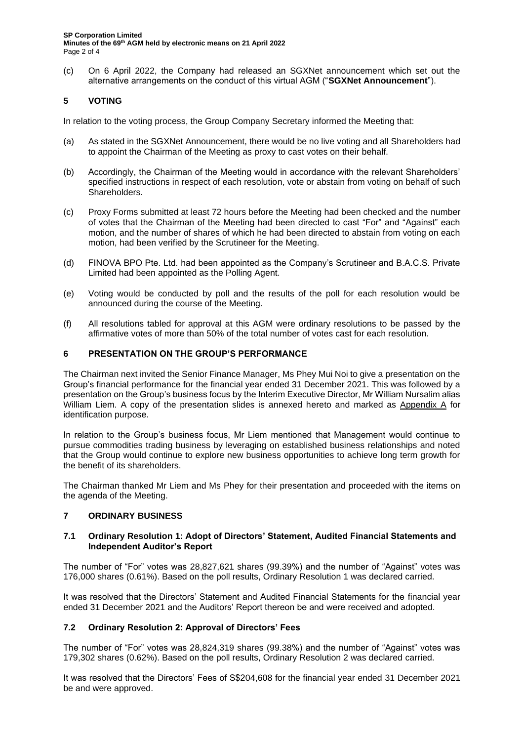(c) On 6 April 2022, the Company had released an SGXNet announcement which set out the alternative arrangements on the conduct of this virtual AGM ("**SGXNet Announcement**").

## 5 VOTING

In relation to the voting process, the Group Company Secretary informed the Meeting that:

(a) As stated in the SGXNet Announcement, there would be no live voting and all Shareholders had to appoint the Chairman of the Meeting as proxy to cast votes on their behalf.

(b) Accordingly, the Chairman of the Meeting would in accordance with the relevant Shareholders' specified instructions in respect of each resolution, vote or abstain from voting on behalf of such Shareholders.

(c) Proxy Forms submitted at least 72 hours before the Meeting had been checked and the number of votes that the Chairman of the Meeting had been directed to cast "For" and "Against" each motion, and the number of shares of which he had been directed to abstain from voting on each motion, had been verified by the Scrutineer for the Meeting.

(d) FINOVA BPO Pte. Ltd. had been appointed as the Company's Scrutineer and B.A.C.S. Private Limited had been appointed as the Polling Agent.

(e) Voting would be conducted by poll and the results of the poll for each resolution would be announced during the course of the Meeting.

(f) All resolutions tabled for approval at this AGM were ordinary resolutions to be passed by the affirmative votes of more than 50% of the total number of votes cast for each resolution.

## 6 PRESENTATION ON THE GROUP'S PERFORMANCE

The Chairman next invited the Senior Finance Manager, Ms Phey Mui Noi to give a presentation on the Group's financial performance for the financial year ended 31 December 2021. This was followed by a presentation on the Group's business focus by the Interim Executive Director, Mr William Nursalim alias William Liem. A copy of the presentation slides is annexed hereto and marked as Appendix A for identification purpose.

In relation to the Group's business focus, Mr Liem mentioned that Management would continue to pursue commodities trading business by leveraging on established business relationships and noted that the Group would continue to explore new business opportunities to achieve long term growth for the benefit of its shareholders.

The Chairman thanked Mr Liem and Ms Phey for their presentation and proceeded with the items on the agenda of the Meeting.

## 7 ORDINARY BUSINESS

### 7.1 Ordinary Resolution 1: Adopt of Directors' Statement, Audited Financial Statements and Independent Auditor's Report

The number of "For" votes was 28,827,621 shares (99.39%) and the number of "Against" votes was 176,000 shares (0.61%). Based on the poll results, Ordinary Resolution 1 was declared carried.

It was resolved that the Directors' Statement and Audited Financial Statements for the financial year ended 31 December 2021 and the Auditors' Report thereon be and were received and adopted.

### 7.2 Ordinary Resolution 2: Approval of Directors' Fees

The number of "For" votes was 28,824,319 shares (99.38%) and the number of "Against" votes was 179,302 shares (0.62%). Based on the poll results, Ordinary Resolution 2 was declared carried.

It was resolved that the Directors' Fees of S$204,608 for the financial year ended 31 December 2021 be and were approved.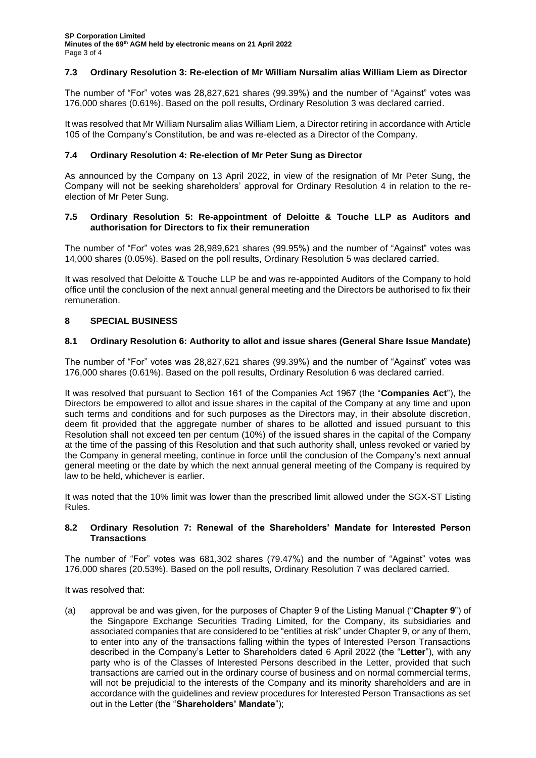### 7.3 Ordinary Resolution 3: Re-election of Mr William Nursalim alias William Liem as Director

The number of "For" votes was 28,827,621 shares (99.39%) and the number of "Against" votes was 176,000 shares (0.61%). Based on the poll results, Ordinary Resolution 3 was declared carried.

It was resolved that Mr William Nursalim alias William Liem, a Director retiring in accordance with Article 105 of the Company's Constitution, be and was re-elected as a Director of the Company.

### 7.4 Ordinary Resolution 4: Re-election of Mr Peter Sung as Director

As announced by the Company on 13 April 2022, in view of the resignation of Mr Peter Sung, the Company will not be seeking shareholders' approval for Ordinary Resolution 4 in relation to the re-election of Mr Peter Sung.

### 7.5 Ordinary Resolution 5: Re-appointment of Deloitte & Touche LLP as Auditors and authorisation for Directors to fix their remuneration

The number of "For" votes was 28,989,621 shares (99.95%) and the number of "Against" votes was 14,000 shares (0.05%). Based on the poll results, Ordinary Resolution 5 was declared carried.

It was resolved that Deloitte & Touche LLP be and was re-appointed Auditors of the Company to hold office until the conclusion of the next annual general meeting and the Directors be authorised to fix their remuneration.

## 8 SPECIAL BUSINESS

### 8.1 Ordinary Resolution 6: Authority to allot and issue shares (General Share Issue Mandate)

The number of "For" votes was 28,827,621 shares (99.39%) and the number of "Against" votes was 176,000 shares (0.61%). Based on the poll results, Ordinary Resolution 6 was declared carried.

It was resolved that pursuant to Section 161 of the Companies Act 1967 (the "**Companies Act**"), the Directors be empowered to allot and issue shares in the capital of the Company at any time and upon such terms and conditions and for such purposes as the Directors may, in their absolute discretion, deem fit provided that the aggregate number of shares to be allotted and issued pursuant to this Resolution shall not exceed ten per centum (10%) of the issued shares in the capital of the Company at the time of the passing of this Resolution and that such authority shall, unless revoked or varied by the Company in general meeting, continue in force until the conclusion of the Company's next annual general meeting or the date by which the next annual general meeting of the Company is required by law to be held, whichever is earlier.

It was noted that the 10% limit was lower than the prescribed limit allowed under the SGX-ST Listing Rules.

### 8.2 Ordinary Resolution 7: Renewal of the Shareholders' Mandate for Interested Person Transactions

The number of "For" votes was 681,302 shares (79.47%) and the number of "Against" votes was 176,000 shares (20.53%). Based on the poll results, Ordinary Resolution 7 was declared carried.

It was resolved that:

(a) approval be and was given, for the purposes of Chapter 9 of the Listing Manual ("**Chapter 9**") of the Singapore Exchange Securities Trading Limited, for the Company, its subsidiaries and associated companies that are considered to be "entities at risk" under Chapter 9, or any of them, to enter into any of the transactions falling within the types of Interested Person Transactions described in the Company's Letter to Shareholders dated 6 April 2022 (the "**Letter**"), with any party who is of the Classes of Interested Persons described in the Letter, provided that such transactions are carried out in the ordinary course of business and on normal commercial terms, will not be prejudicial to the interests of the Company and its minority shareholders and are in accordance with the guidelines and review procedures for Interested Person Transactions as set out in the Letter (the "**Shareholders' Mandate**");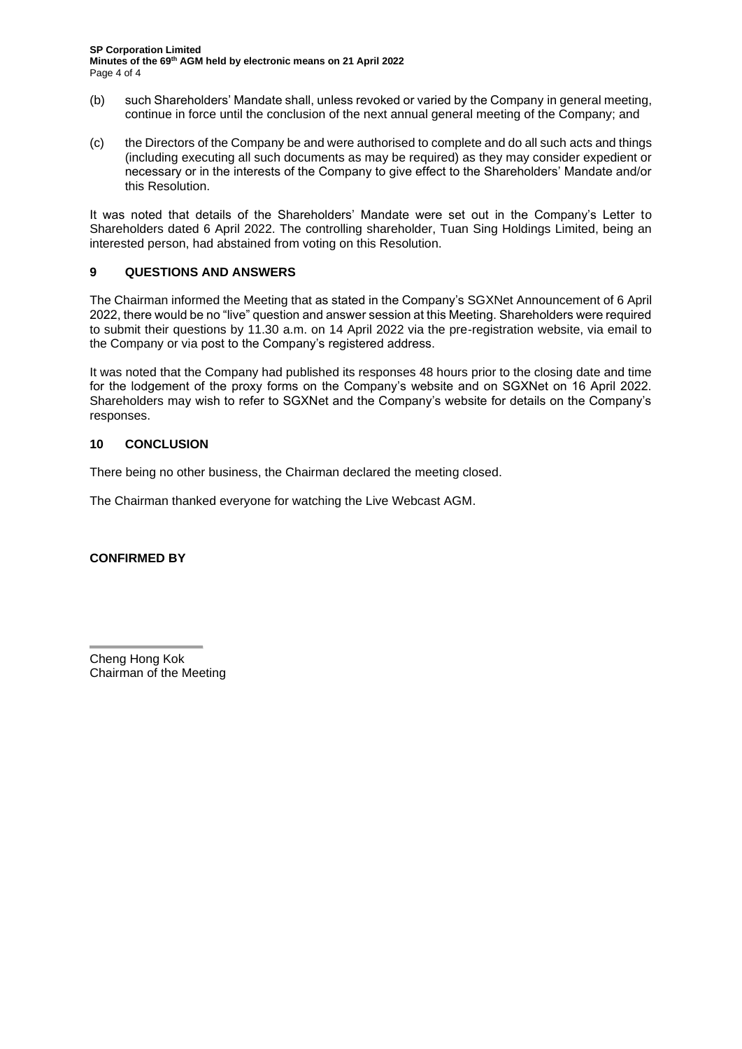(b) such Shareholders' Mandate shall, unless revoked or varied by the Company in general meeting, continue in force until the conclusion of the next annual general meeting of the Company; and

(c) the Directors of the Company be and were authorised to complete and do all such acts and things (including executing all such documents as may be required) as they may consider expedient or necessary or in the interests of the Company to give effect to the Shareholders' Mandate and/or this Resolution.

It was noted that details of the Shareholders' Mandate were set out in the Company's Letter to Shareholders dated 6 April 2022. The controlling shareholder, Tuan Sing Holdings Limited, being an interested person, had abstained from voting on this Resolution.

## 9 QUESTIONS AND ANSWERS

The Chairman informed the Meeting that as stated in the Company's SGXNet Announcement of 6 April 2022, there would be no "live" question and answer session at this Meeting. Shareholders were required to submit their questions by 11.30 a.m. on 14 April 2022 via the pre-registration website, via email to the Company or via post to the Company's registered address.

It was noted that the Company had published its responses 48 hours prior to the closing date and time for the lodgement of the proxy forms on the Company's website and on SGXNet on 16 April 2022. Shareholders may wish to refer to SGXNet and the Company's website for details on the Company's responses.

## 10 CONCLUSION

There being no other business, the Chairman declared the meeting closed.

The Chairman thanked everyone for watching the Live Webcast AGM.

**CONFIRMED BY**

Cheng Hong Kok
Chairman of the Meeting